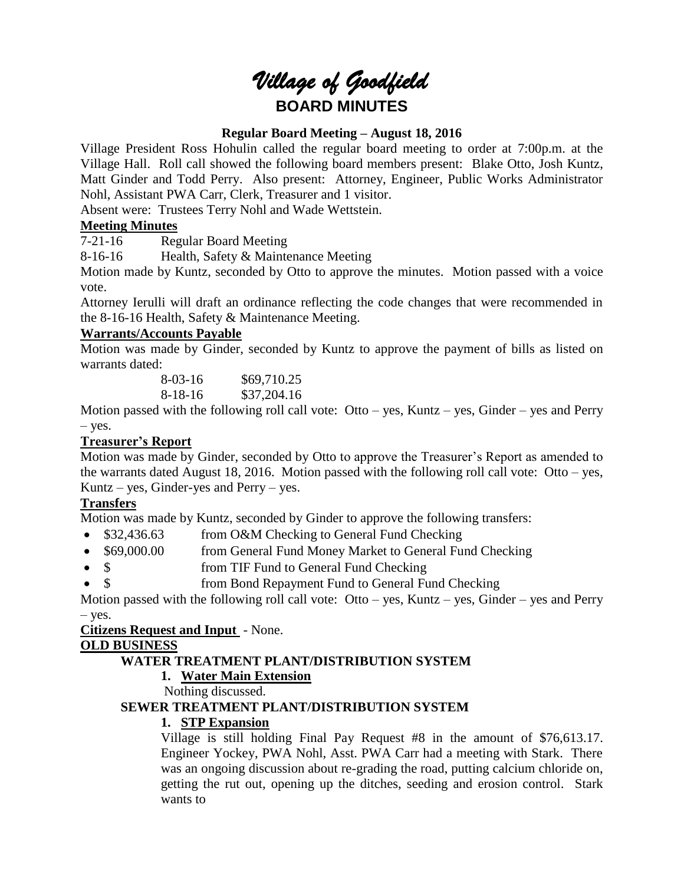# *Village of Goodfield*

## BOARD MINUTES

### Regular Board Meeting – August 18, 2016

Village President Ross Hohulin called the regular board meeting to order at 7:00p.m. at the Village Hall. Roll call showed the following board members present: Blake Otto, Josh Kuntz, Matt Ginder and Todd Perry. Also present: Attorney, Engineer, Public Works Administrator Nohl, Assistant PWA Carr, Clerk, Treasurer and 1 visitor.

Absent were: Trustees Terry Nohl and Wade Wettstein.

**Meeting Minutes**

7-21-16 Regular Board Meeting

8-16-16 Health, Safety & Maintenance Meeting

Motion made by Kuntz, seconded by Otto to approve the minutes. Motion passed with a voice vote.

Attorney Ierulli will draft an ordinance reflecting the code changes that were recommended in the 8-16-16 Health, Safety & Maintenance Meeting.

**Warrants/Accounts Payable**

Motion was made by Ginder, seconded by Kuntz to approve the payment of bills as listed on warrants dated:

8-03-16 $69,710.25

8-18-16 $37,204.16

Motion passed with the following roll call vote: Otto – yes, Kuntz – yes, Ginder – yes and Perry – yes.

**Treasurer's Report**

Motion was made by Ginder, seconded by Otto to approve the Treasurer's Report as amended to the warrants dated August 18, 2016. Motion passed with the following roll call vote: Otto – yes, Kuntz – yes, Ginder-yes and Perry – yes.

**Transfers**

Motion was made by Kuntz, seconded by Ginder to approve the following transfers:

- $32,436.63 from O&M Checking to General Fund Checking
- $69,000.00 from General Fund Money Market to General Fund Checking
- $ from TIF Fund to General Fund Checking
- $ from Bond Repayment Fund to General Fund Checking

Motion passed with the following roll call vote: Otto – yes, Kuntz – yes, Ginder – yes and Perry – yes.

**Citizens Request and Input** - None.

**OLD BUSINESS**

**WATER TREATMENT PLANT/DISTRIBUTION SYSTEM**

1. **Water Main Extension**

   Nothing discussed.

**SEWER TREATMENT PLANT/DISTRIBUTION SYSTEM**

1. **STP Expansion**

   Village is still holding Final Pay Request #8 in the amount of $76,613.17. Engineer Yockey, PWA Nohl, Asst. PWA Carr had a meeting with Stark. There was an ongoing discussion about re-grading the road, putting calcium chloride on, getting the rut out, opening up the ditches, seeding and erosion control. Stark wants to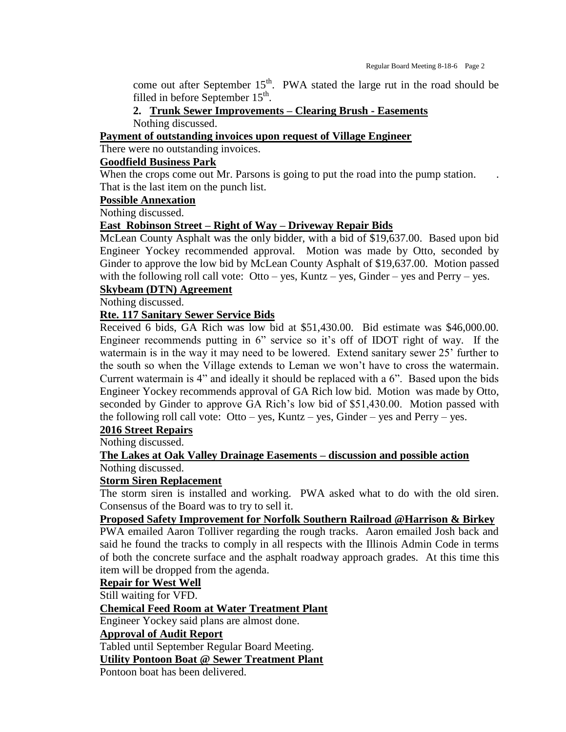come out after September 15th. PWA stated the large rut in the road should be filled in before September 15th.

**2. Trunk Sewer Improvements – Clearing Brush - Easements**

Nothing discussed.

**Payment of outstanding invoices upon request of Village Engineer**

There were no outstanding invoices.

**Goodfield Business Park**

When the crops come out Mr. Parsons is going to put the road into the pump station. . That is the last item on the punch list.

**Possible Annexation**

Nothing discussed.

**East Robinson Street – Right of Way – Driveway Repair Bids**

McLean County Asphalt was the only bidder, with a bid of $19,637.00. Based upon bid Engineer Yockey recommended approval. Motion was made by Otto, seconded by Ginder to approve the low bid by McLean County Asphalt of $19,637.00. Motion passed with the following roll call vote: Otto – yes, Kuntz – yes, Ginder – yes and Perry – yes.

**Skybeam (DTN) Agreement**

Nothing discussed.

**Rte. 117 Sanitary Sewer Service Bids**

Received 6 bids, GA Rich was low bid at $51,430.00. Bid estimate was $46,000.00. Engineer recommends putting in 6" service so it's off of IDOT right of way. If the watermain is in the way it may need to be lowered. Extend sanitary sewer 25' further to the south so when the Village extends to Leman we won't have to cross the watermain. Current watermain is 4" and ideally it should be replaced with a 6". Based upon the bids Engineer Yockey recommends approval of GA Rich low bid. Motion was made by Otto, seconded by Ginder to approve GA Rich's low bid of $51,430.00. Motion passed with the following roll call vote: Otto – yes, Kuntz – yes, Ginder – yes and Perry – yes.

**2016 Street Repairs**

Nothing discussed.

**The Lakes at Oak Valley Drainage Easements – discussion and possible action**

Nothing discussed.

**Storm Siren Replacement**

The storm siren is installed and working. PWA asked what to do with the old siren. Consensus of the Board was to try to sell it.

**Proposed Safety Improvement for Norfolk Southern Railroad @Harrison & Birkey**

PWA emailed Aaron Tolliver regarding the rough tracks. Aaron emailed Josh back and said he found the tracks to comply in all respects with the Illinois Admin Code in terms of both the concrete surface and the asphalt roadway approach grades. At this time this item will be dropped from the agenda.

**Repair for West Well**

Still waiting for VFD.

**Chemical Feed Room at Water Treatment Plant**

Engineer Yockey said plans are almost done.

**Approval of Audit Report**

Tabled until September Regular Board Meeting.

**Utility Pontoon Boat @ Sewer Treatment Plant**

Pontoon boat has been delivered.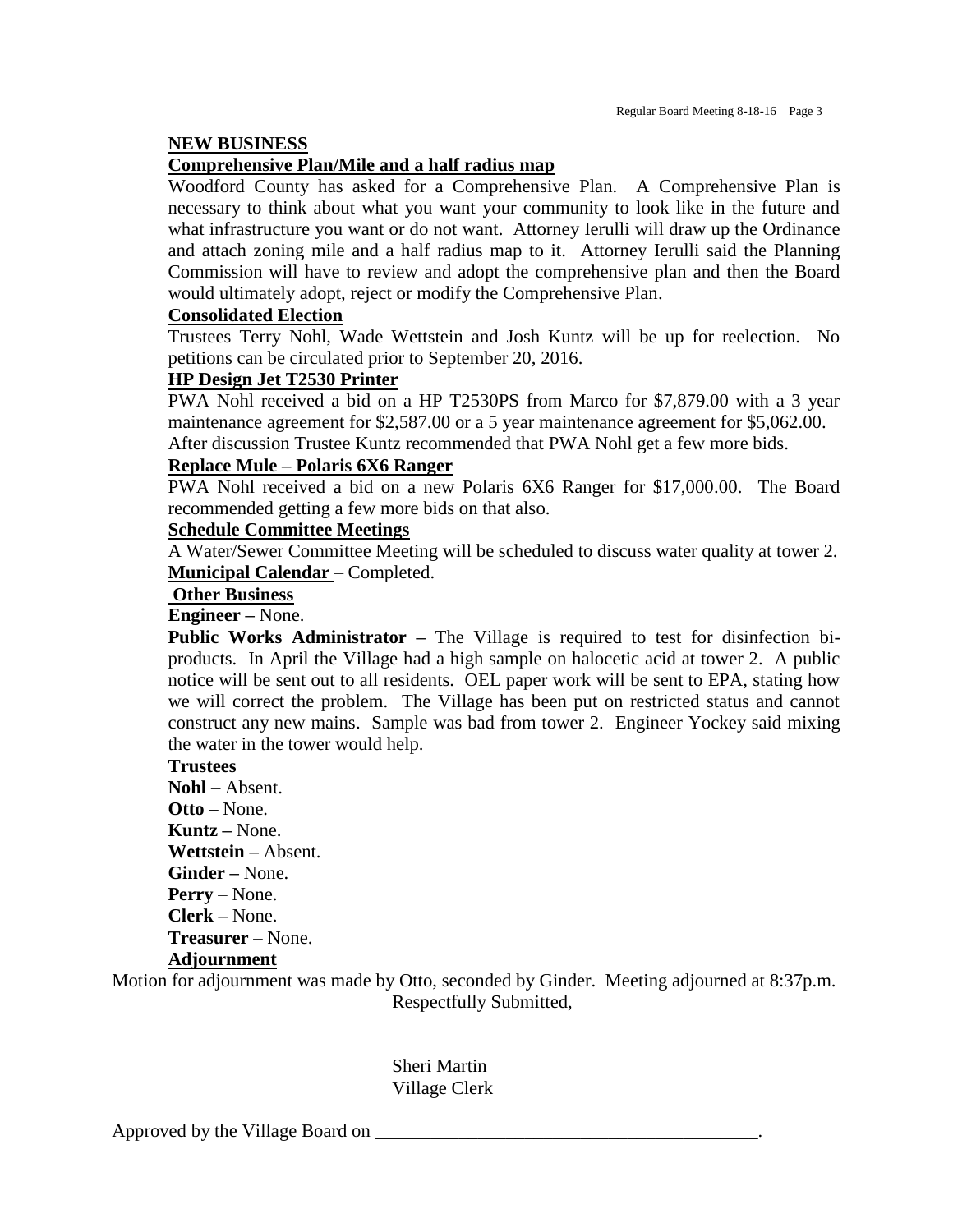## NEW BUSINESS

### Comprehensive Plan/Mile and a half radius map

Woodford County has asked for a Comprehensive Plan. A Comprehensive Plan is necessary to think about what you want your community to look like in the future and what infrastructure you want or do not want. Attorney Ierulli will draw up the Ordinance and attach zoning mile and a half radius map to it. Attorney Ierulli said the Planning Commission will have to review and adopt the comprehensive plan and then the Board would ultimately adopt, reject or modify the Comprehensive Plan.

### Consolidated Election

Trustees Terry Nohl, Wade Wettstein and Josh Kuntz will be up for reelection. No petitions can be circulated prior to September 20, 2016.

### HP Design Jet T2530 Printer

PWA Nohl received a bid on a HP T2530PS from Marco for $7,879.00 with a 3 year maintenance agreement for $2,587.00 or a 5 year maintenance agreement for $5,062.00. After discussion Trustee Kuntz recommended that PWA Nohl get a few more bids.

### Replace Mule – Polaris 6X6 Ranger

PWA Nohl received a bid on a new Polaris 6X6 Ranger for $17,000.00. The Board recommended getting a few more bids on that also.

### Schedule Committee Meetings

A Water/Sewer Committee Meeting will be scheduled to discuss water quality at tower 2.

**Municipal Calendar** – Completed.

### Other Business

**Engineer –** None.

**Public Works Administrator –** The Village is required to test for disinfection bi-products. In April the Village had a high sample on halocetic acid at tower 2. A public notice will be sent out to all residents. OEL paper work will be sent to EPA, stating how we will correct the problem. The Village has been put on restricted status and cannot construct any new mains. Sample was bad from tower 2. Engineer Yockey said mixing the water in the tower would help.

**Trustees**

**Nohl** – Absent.
**Otto –** None.
**Kuntz –** None.
**Wettstein –** Absent.
**Ginder –** None.
**Perry** – None.
**Clerk –** None.
**Treasurer** – None.

### Adjournment

Motion for adjournment was made by Otto, seconded by Ginder. Meeting adjourned at 8:37p.m.

Respectfully Submitted,

Sheri Martin
Village Clerk

Approved by the Village Board on \_\_\_\_\_\_\_\_\_\_\_\_\_\_\_\_\_\_\_\_\_\_\_\_\_\_\_\_\_\_\_\_\_\_\_\_\_\_\_\_.